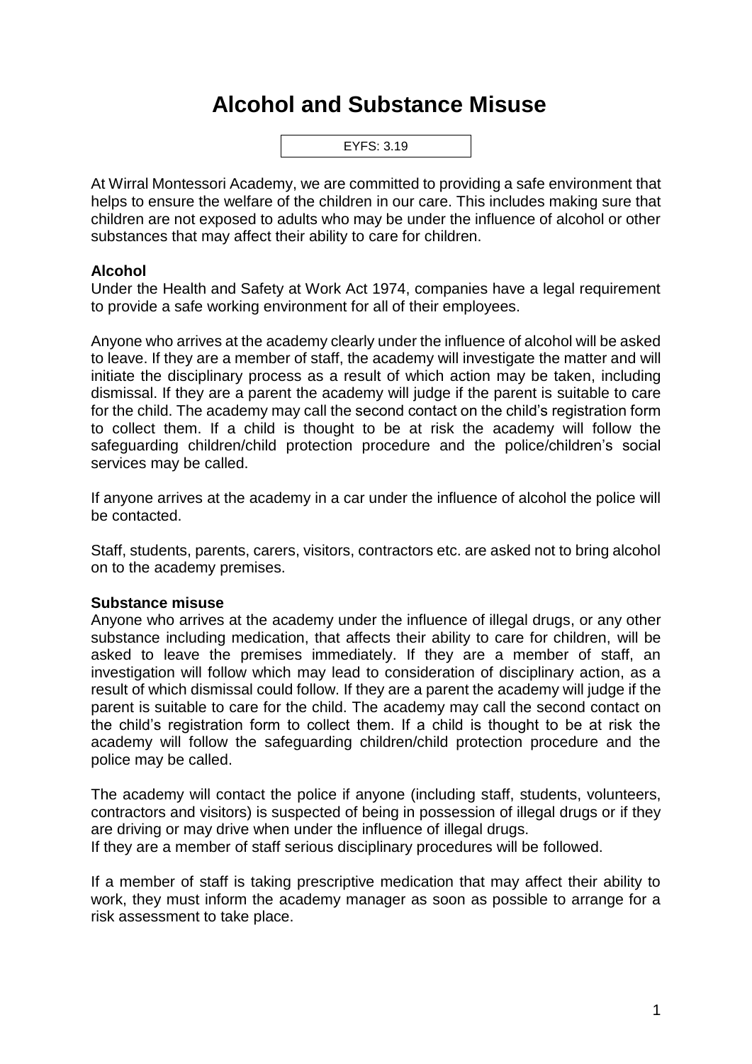# Alcohol and Substance Misuse

EYFS: 3.19

At Wirral Montessori Academy, we are committed to providing a safe environment that helps to ensure the welfare of the children in our care. This includes making sure that children are not exposed to adults who may be under the influence of alcohol or other substances that may affect their ability to care for children.

**Alcohol**

Under the Health and Safety at Work Act 1974, companies have a legal requirement to provide a safe working environment for all of their employees.

Anyone who arrives at the academy clearly under the influence of alcohol will be asked to leave. If they are a member of staff, the academy will investigate the matter and will initiate the disciplinary process as a result of which action may be taken, including dismissal. If they are a parent the academy will judge if the parent is suitable to care for the child. The academy may call the second contact on the child's registration form to collect them. If a child is thought to be at risk the academy will follow the safeguarding children/child protection procedure and the police/children's social services may be called.

If anyone arrives at the academy in a car under the influence of alcohol the police will be contacted.

Staff, students, parents, carers, visitors, contractors etc. are asked not to bring alcohol on to the academy premises.

**Substance misuse**

Anyone who arrives at the academy under the influence of illegal drugs, or any other substance including medication, that affects their ability to care for children, will be asked to leave the premises immediately. If they are a member of staff, an investigation will follow which may lead to consideration of disciplinary action, as a result of which dismissal could follow. If they are a parent the academy will judge if the parent is suitable to care for the child. The academy may call the second contact on the child's registration form to collect them. If a child is thought to be at risk the academy will follow the safeguarding children/child protection procedure and the police may be called.

The academy will contact the police if anyone (including staff, students, volunteers, contractors and visitors) is suspected of being in possession of illegal drugs or if they are driving or may drive when under the influence of illegal drugs.
If they are a member of staff serious disciplinary procedures will be followed.

If a member of staff is taking prescriptive medication that may affect their ability to work, they must inform the academy manager as soon as possible to arrange for a risk assessment to take place.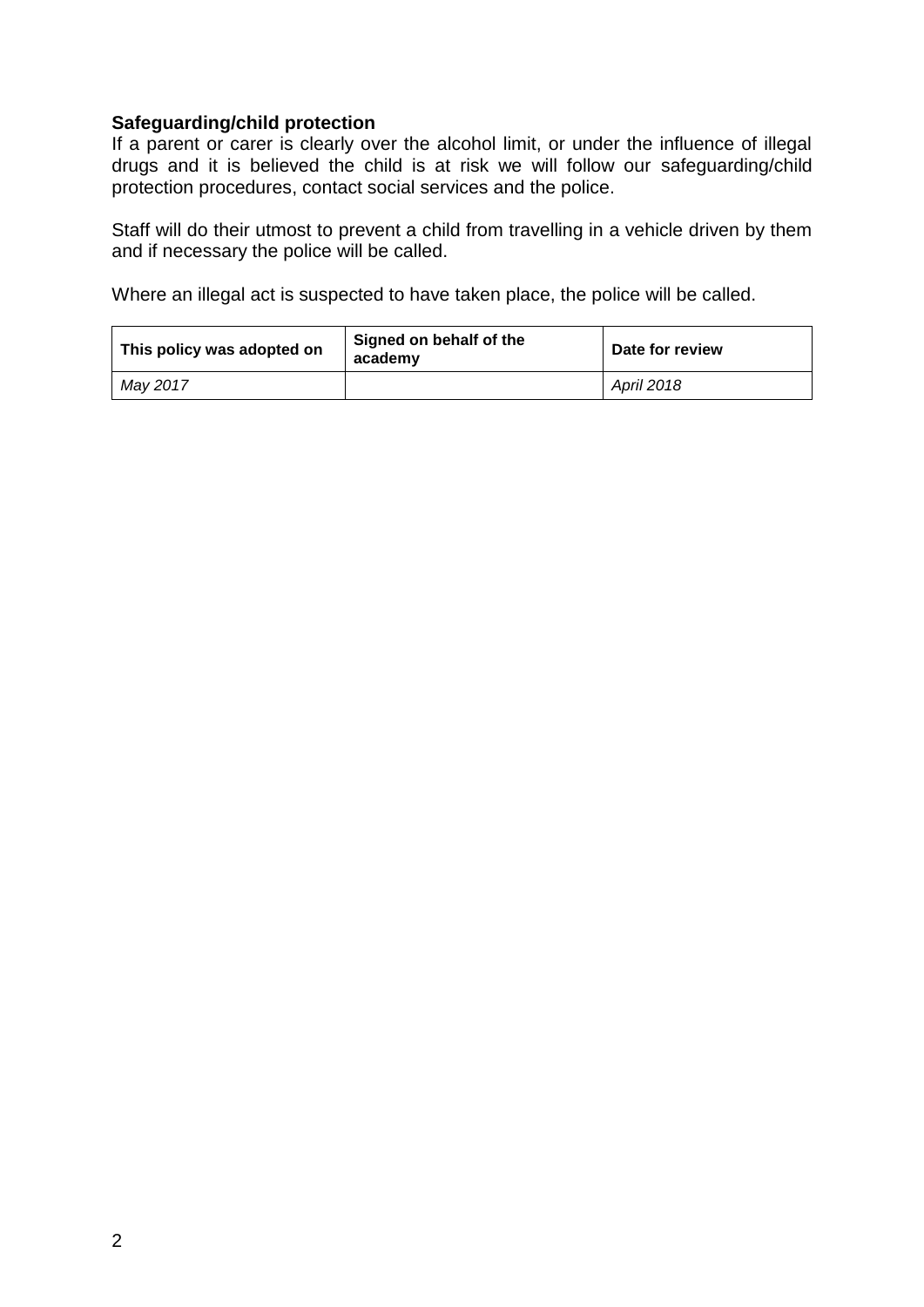**Safeguarding/child protection**

If a parent or carer is clearly over the alcohol limit, or under the influence of illegal drugs and it is believed the child is at risk we will follow our safeguarding/child protection procedures, contact social services and the police.

Staff will do their utmost to prevent a child from travelling in a vehicle driven by them and if necessary the police will be called.

Where an illegal act is suspected to have taken place, the police will be called.

| This policy was adopted on | Signed on behalf of the academy | Date for review |
|---|---|---|
| *May 2017* | | *April 2018* |